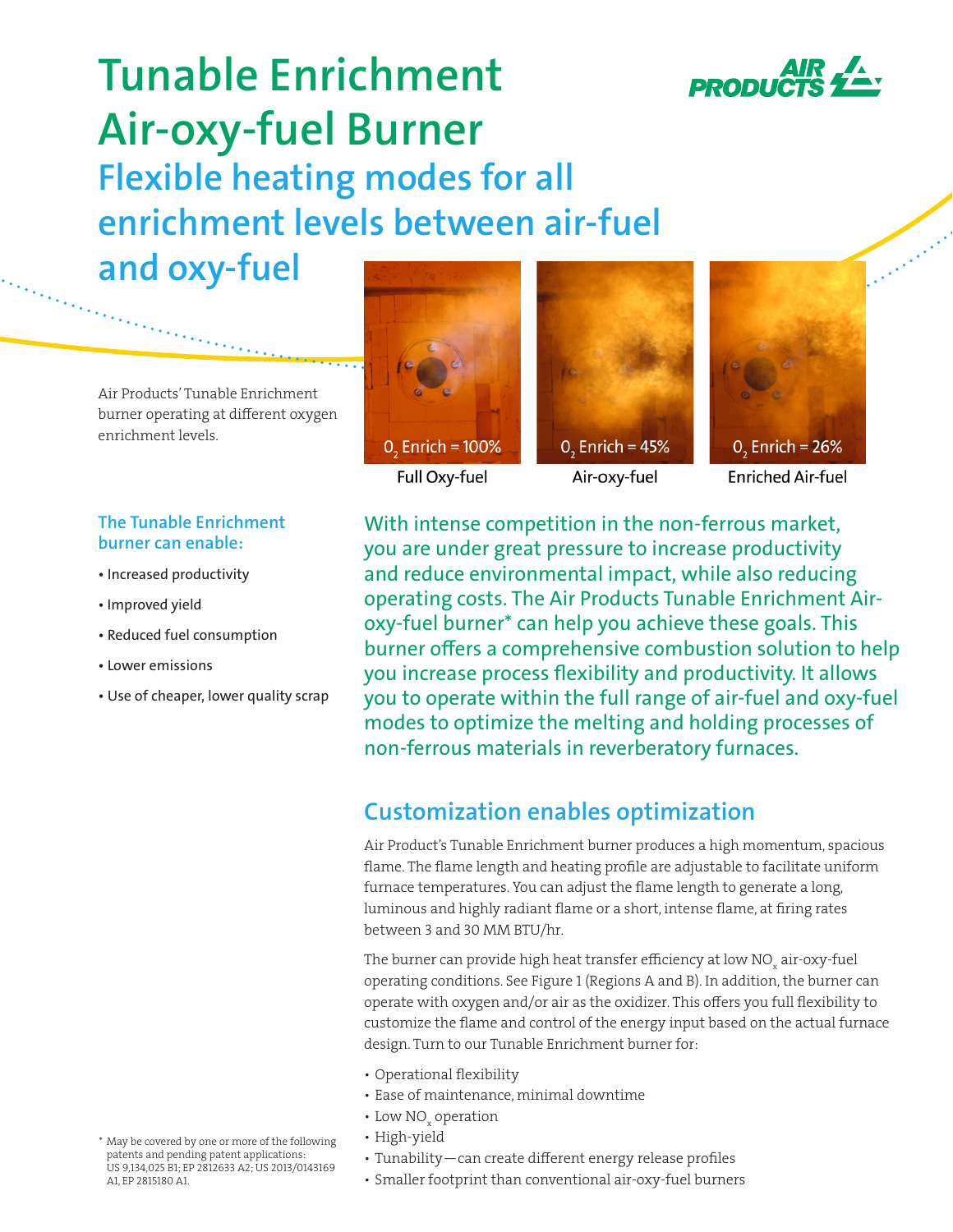# Tunable Enrichment Air-oxy-fuel Burner

## Flexible heating modes for all enrichment levels between air-fuel and oxy-fuel

Air Products' Tunable Enrichment burner operating at different oxygen enrichment levels.

$O_2$ Enrich = 100%
Full Oxy-fuel

$O_2$ Enrich = 45%
Air-oxy-fuel

$O_2$ Enrich = 26%
Enriched Air-fuel

### The Tunable Enrichment burner can enable:

- Increased productivity
- Improved yield
- Reduced fuel consumption
- Lower emissions
- Use of cheaper, lower quality scrap

With intense competition in the non-ferrous market, you are under great pressure to increase productivity and reduce environmental impact, while also reducing operating costs. The Air Products Tunable Enrichment Air-oxy-fuel burner* can help you achieve these goals. This burner offers a comprehensive combustion solution to help you increase process flexibility and productivity. It allows you to operate within the full range of air-fuel and oxy-fuel modes to optimize the melting and holding processes of non-ferrous materials in reverberatory furnaces.

## Customization enables optimization

Air Product's Tunable Enrichment burner produces a high momentum, spacious flame. The flame length and heating profile are adjustable to facilitate uniform furnace temperatures. You can adjust the flame length to generate a long, luminous and highly radiant flame or a short, intense flame, at firing rates between 3 and 30 MM BTU/hr.

The burner can provide high heat transfer efficiency at low $NO_x$ air-oxy-fuel operating conditions. See Figure 1 (Regions A and B). In addition, the burner can operate with oxygen and/or air as the oxidizer. This offers you full flexibility to customize the flame and control of the energy input based on the actual furnace design. Turn to our Tunable Enrichment burner for:

- Operational flexibility
- Ease of maintenance, minimal downtime
- Low $NO_x$ operation
- High-yield
- Tunability—can create different energy release profiles
- Smaller footprint than conventional air-oxy-fuel burners

\* May be covered by one or more of the following patents and pending patent applications: US 9,134,025 B1; EP 2812633 A2; US 2013/0143169 A1, EP 2815180 A1.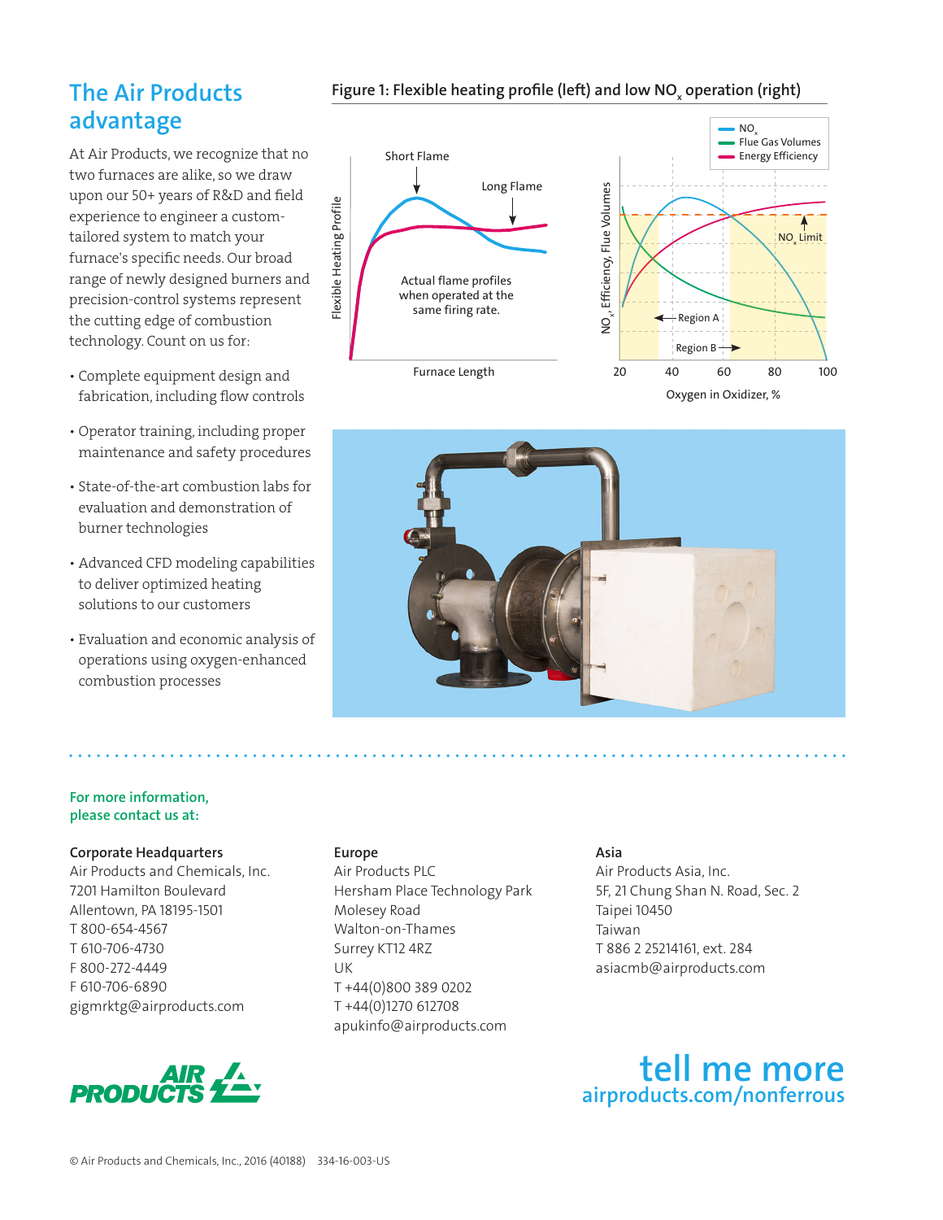## The Air Products advantage

At Air Products, we recognize that no two furnaces are alike, so we draw upon our 50+ years of R&D and field experience to engineer a custom-tailored system to match your furnace's specific needs. Our broad range of newly designed burners and precision-control systems represent the cutting edge of combustion technology. Count on us for:

- Complete equipment design and fabrication, including flow controls
- Operator training, including proper maintenance and safety procedures
- State-of-the-art combustion labs for evaluation and demonstration of burner technologies
- Advanced CFD modeling capabilities to deliver optimized heating solutions to our customers
- Evaluation and economic analysis of operations using oxygen-enhanced combustion processes

**Figure 1: Flexible heating profile (left) and low $NO_x$ operation (right)**

Short Flame

Long Flame

Flexible Heating Profile

Actual flame profiles when operated at the same firing rate.

Furnace Length

$NO_x$

Flue Gas Volumes

Energy Efficiency

$NO_x$, Efficiency, Flue Volumes

$NO_x$ Limit

Region A

Region B

20 40 60 80 100

Oxygen in Oxidizer, %

**For more information, please contact us at:**

**Corporate Headquarters**
Air Products and Chemicals, Inc.
7201 Hamilton Boulevard
Allentown, PA 18195-1501
T 800-654-4567
T 610-706-4730
F 800-272-4449
F 610-706-6890
gigmrktg@airproducts.com

**Europe**
Air Products PLC
Hersham Place Technology Park
Molesey Road
Walton-on-Thames
Surrey KT12 4RZ
UK
T +44(0)800 389 0202
T +44(0)1270 612708
apukinfo@airproducts.com

**Asia**
Air Products Asia, Inc.
5F, 21 Chung Shan N. Road, Sec. 2
Taipei 10450
Taiwan
T 886 2 25214161, ext. 284
asiacmb@airproducts.com

AIR PRODUCTS

tell me more
airproducts.com/nonferrous

© Air Products and Chemicals, Inc., 2016 (40188) 334-16-003-US